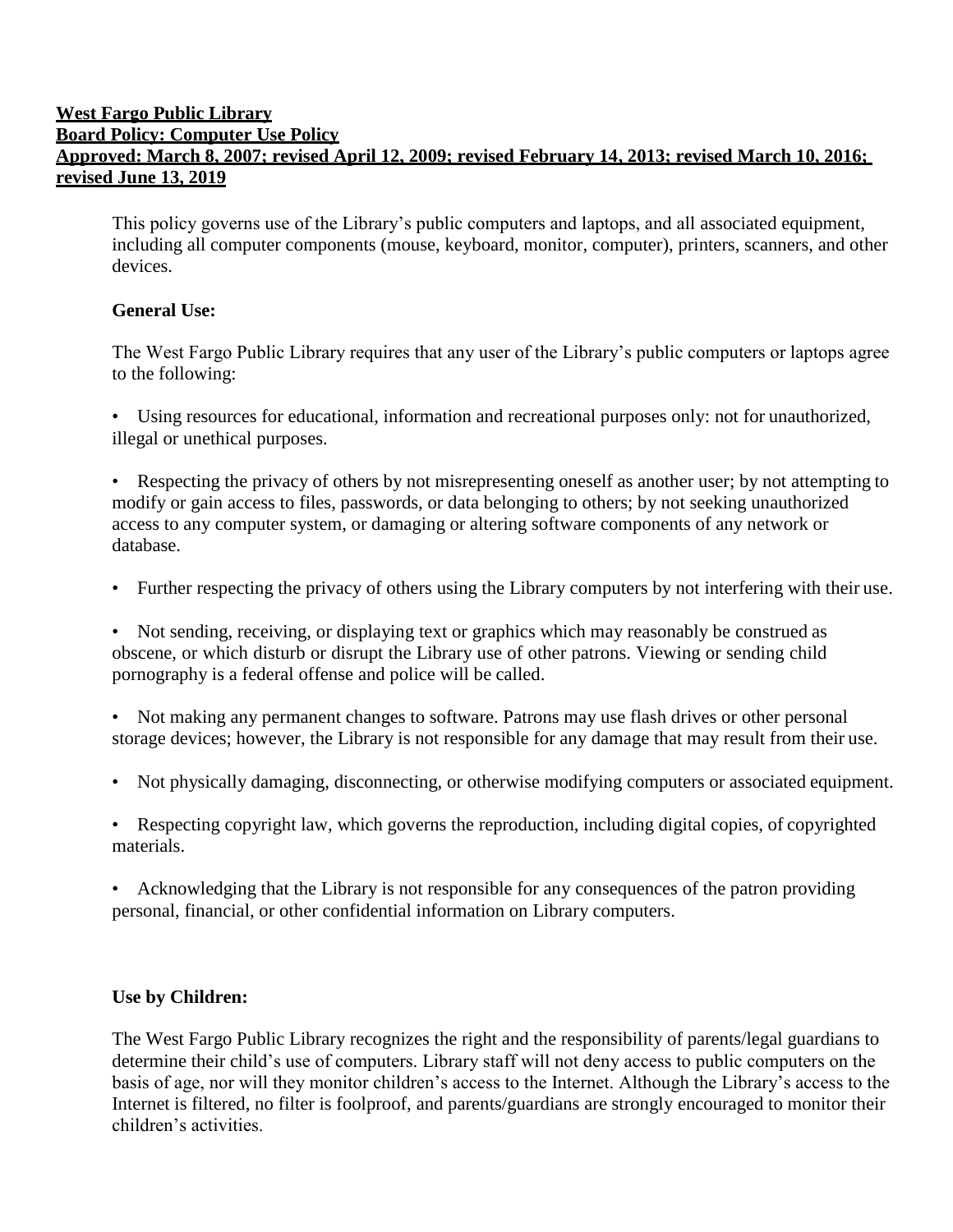**West Fargo Public Library**
**Board Policy: Computer Use Policy**
**Approved: March 8, 2007; revised April 12, 2009; revised February 14, 2013; revised March 10, 2016; revised June 13, 2019**

This policy governs use of the Library's public computers and laptops, and all associated equipment, including all computer components (mouse, keyboard, monitor, computer), printers, scanners, and other devices.

**General Use:**

The West Fargo Public Library requires that any user of the Library's public computers or laptops agree to the following:

- Using resources for educational, information and recreational purposes only: not for unauthorized, illegal or unethical purposes.
- Respecting the privacy of others by not misrepresenting oneself as another user; by not attempting to modify or gain access to files, passwords, or data belonging to others; by not seeking unauthorized access to any computer system, or damaging or altering software components of any network or database.
- Further respecting the privacy of others using the Library computers by not interfering with their use.
- Not sending, receiving, or displaying text or graphics which may reasonably be construed as obscene, or which disturb or disrupt the Library use of other patrons. Viewing or sending child pornography is a federal offense and police will be called.
- Not making any permanent changes to software. Patrons may use flash drives or other personal storage devices; however, the Library is not responsible for any damage that may result from their use.
- Not physically damaging, disconnecting, or otherwise modifying computers or associated equipment.
- Respecting copyright law, which governs the reproduction, including digital copies, of copyrighted materials.
- Acknowledging that the Library is not responsible for any consequences of the patron providing personal, financial, or other confidential information on Library computers.

**Use by Children:**

The West Fargo Public Library recognizes the right and the responsibility of parents/legal guardians to determine their child's use of computers. Library staff will not deny access to public computers on the basis of age, nor will they monitor children's access to the Internet. Although the Library's access to the Internet is filtered, no filter is foolproof, and parents/guardians are strongly encouraged to monitor their children's activities.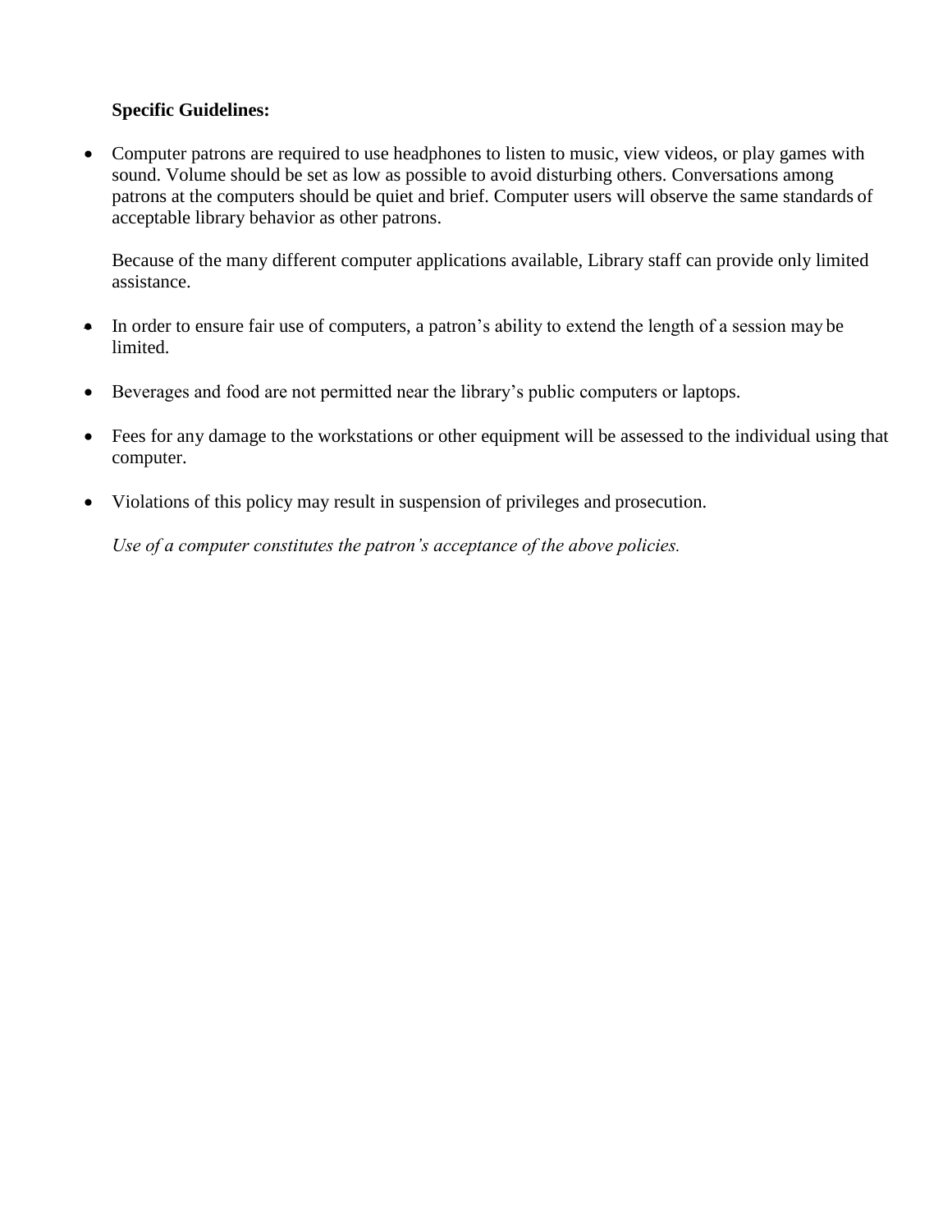**Specific Guidelines:**

- Computer patrons are required to use headphones to listen to music, view videos, or play games with sound. Volume should be set as low as possible to avoid disturbing others. Conversations among patrons at the computers should be quiet and brief. Computer users will observe the same standards of acceptable library behavior as other patrons.

  Because of the many different computer applications available, Library staff can provide only limited assistance.

- In order to ensure fair use of computers, a patron's ability to extend the length of a session may be limited.

- Beverages and food are not permitted near the library's public computers or laptops.

- Fees for any damage to the workstations or other equipment will be assessed to the individual using that computer.

- Violations of this policy may result in suspension of privileges and prosecution.

  *Use of a computer constitutes the patron's acceptance of the above policies.*